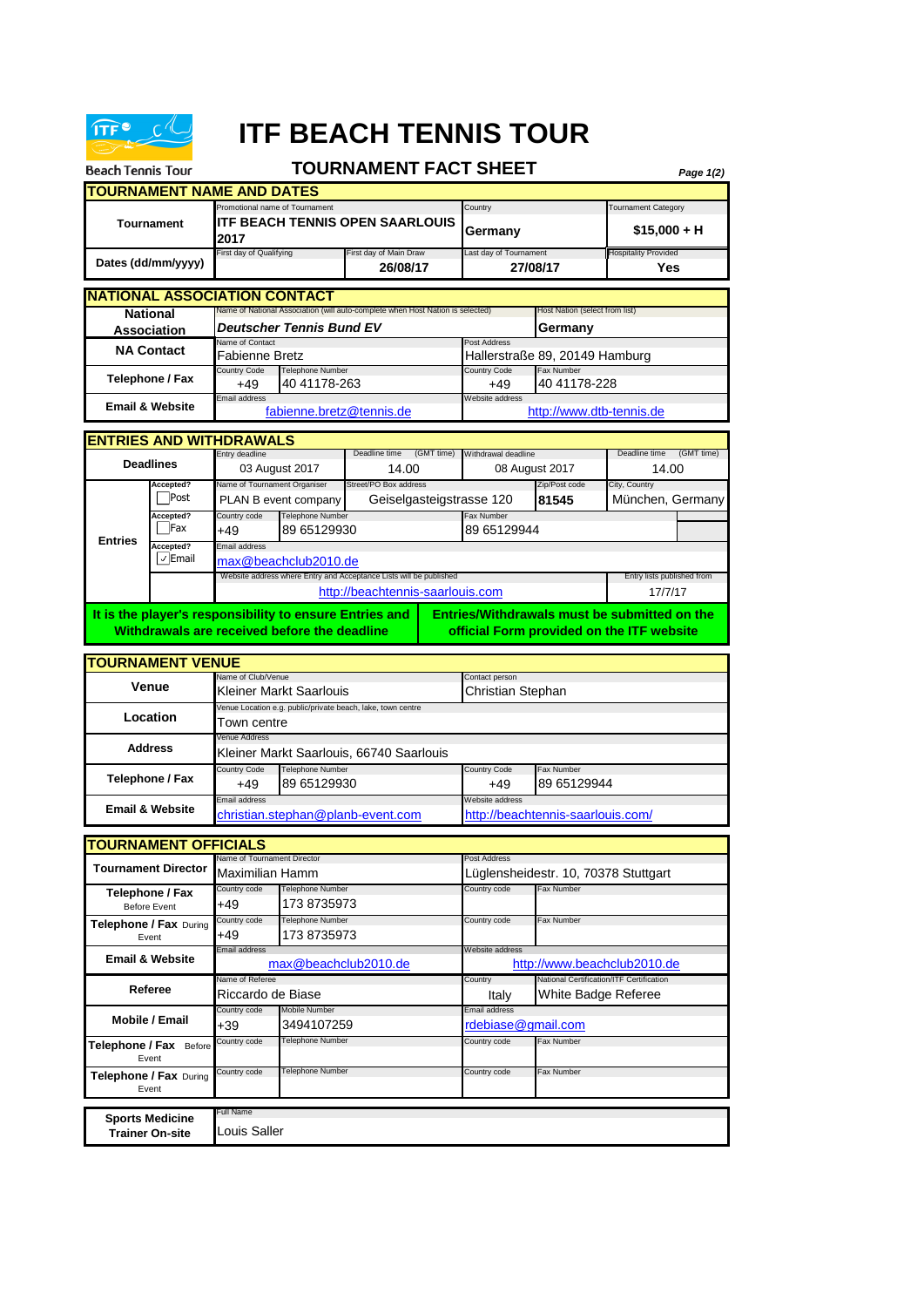Beach Tennis Tour

# ITF BEACH TENNIS TOUR

## TOURNAMENT FACT SHEET

### TOURNAMENT NAME AND DATES

| | | | | |
|---|---|---|---|---|
| **Tournament** | Promotional name of Tournament: **ITF BEACH TENNIS OPEN SAARLOUIS 2017** | | Country: **Germany** | Tournament Category: **$15,000 + H** |
| **Dates (dd/mm/yyyy)** | First day of Qualifying: | First day of Main Draw: **26/08/17** | Last day of Tournament: **27/08/17** | Hospitality Provided: **Yes** |

### NATIONAL ASSOCIATION CONTACT

| | | | | |
|---|---|---|---|---|
| **National Association** | Name of National Association (will auto-complete when Host Nation is selected): ***Deutscher Tennis Bund EV*** | | Host Nation (select from list): **Germany** | |
| **NA Contact** | Name of Contact: Fabienne Bretz | | Post Address: Hallerstraße 89, 20149 Hamburg | |
| **Telephone / Fax** | Country Code: +49 | Telephone Number: 40 41178-263 | Country Code: +49 | Fax Number: 40 41178-228 |
| **Email & Website** | Email address: fabienne.bretz@tennis.de | | Website address: http://www.dtb-tennis.de | |

### ENTRIES AND WITHDRAWALS

| | | | | | | |
|---|---|---|---|---|---|---|
| **Deadlines** | | Entry deadline: 03 August 2017 | Deadline time (GMT time): 14.00 | Withdrawal deadline: 08 August 2017 | | Deadline time (GMT time): 14.00 |
| **Entries** | Accepted? ☐ Post | Name of Tournament Organiser: PLAN B event company | Street/PO Box address: Geiselgasteigstrasse 120 | | Zip/Post code: **81545** | City, Country: München, Germany |
| | Accepted? ☐ Fax | Country code: +49 | Telephone Number: 89 65129930 | Fax Number: 89 65129944 | | |
| | Accepted? ☑ Email | Email address: max@beachclub2010.de | | | | |
| | | Website address where Entry and Acceptance Lists will be published: http://beachtennis-saarlouis.com | | | | Entry lists published from: 17/7/17 |

**It is the player's responsibility to ensure Entries and Withdrawals are received before the deadline**

**Entries/Withdrawals must be submitted on the official Form provided on the ITF website**

### TOURNAMENT VENUE

| | | | | |
|---|---|---|---|---|
| **Venue** | Name of Club/Venue: Kleiner Markt Saarlouis | | Contact person: Christian Stephan | |
| **Location** | Venue Location e.g. public/private beach, lake, town centre: Town centre | | | |
| **Address** | Venue Address: Kleiner Markt Saarlouis, 66740 Saarlouis | | | |
| **Telephone / Fax** | Country Code: +49 | Telephone Number: 89 65129930 | Country Code: +49 | Fax Number: 89 65129944 |
| **Email & Website** | Email address: christian.stephan@planb-event.com | | Website address: http://beachtennis-saarlouis.com/ | |

### TOURNAMENT OFFICIALS

| | | | | |
|---|---|---|---|---|
| **Tournament Director** | Name of Tournament Director: Maximilian Hamm | | Post Address: Lüglensheidestr. 10, 70378 Stuttgart | |
| **Telephone / Fax** Before Event | Country code: +49 | Telephone Number: 173 8735973 | Country code: | Fax Number: |
| **Telephone / Fax** During Event | Country code: +49 | Telephone Number: 173 8735973 | Country code: | Fax Number: |
| **Email & Website** | Email address: max@beachclub2010.de | | Website address: http://www.beachclub2010.de | |
| **Referee** | Name of Referee: Riccardo de Biase | | Country: Italy | National Certification/ITF Certification: White Badge Referee |
| **Mobile / Email** | Country code: +39 | Mobile Number: 3494107259 | Email address: rdebiase@gmail.com | |
| **Telephone / Fax** Before Event | Country code: | Telephone Number: | Country code: | Fax Number: |
| **Telephone / Fax** During Event | Country code: | Telephone Number: | Country code: | Fax Number: |

| | |
|---|---|
| **Sports Medicine Trainer On-site** | Full Name: Louis Saller |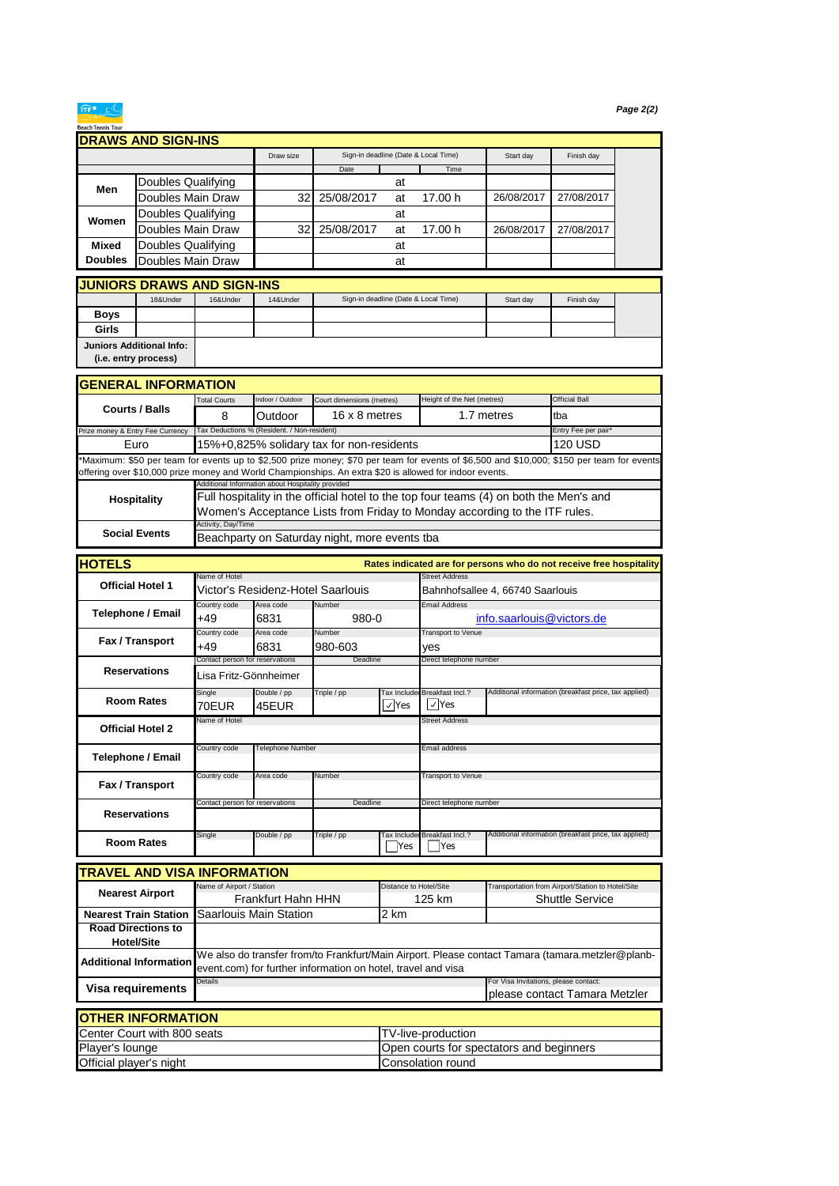## DRAWS AND SIGN-INS

| | | Draw size | Sign-in deadline Date | | Sign-in deadline Time | Start day | Finish day |
|---|---|---|---|---|---|---|---|
| Men | Doubles Qualifying | | | at | | | |
| | Doubles Main Draw | 32 | 25/08/2017 | at | 17.00 h | 26/08/2017 | 27/08/2017 |
| Women | Doubles Qualifying | | | at | | | |
| | Doubles Main Draw | 32 | 25/08/2017 | at | 17.00 h | 26/08/2017 | 27/08/2017 |
| Mixed Doubles | Doubles Qualifying | | | at | | | |
| | Doubles Main Draw | | | at | | | |

## JUNIORS DRAWS AND SIGN-INS

| | 18&Under | 16&Under | 14&Under | Sign-in deadline (Date & Local Time) | Start day | Finish day |
|---|---|---|---|---|---|---|
| Boys | | | | | | |
| Girls | | | | | | |
| Juniors Additional Info: (i.e. entry process) | | | | | | |

## GENERAL INFORMATION

| | | | | | |
|---|---|---|---|---|---|
| **Courts / Balls** | Total Courts: 8 | Indoor / Outdoor: Outdoor | Court dimensions (metres): 16 x 8 metres | Height of the Net (metres): 1.7 metres | Official Ball: tba |
| Prize money & Entry Fee Currency: Euro | Tax Deductions % (Resident. / Non-resident): 15%+0,825% solidary tax for non-residents | | | | Entry Fee per pair*: 120 USD |

*Maximum: $50 per team for events up to $2,500 prize money; $70 per team for events of $6,500 and $10,000; $150 per team for events offering over $10,000 prize money and World Championships. An extra $20 is allowed for indoor events.

| | |
|---|---|
| **Hospitality** | Additional Information about Hospitality provided: Full hospitality in the official hotel to the top four teams (4) on both the Men's and Women's Acceptance Lists from Friday to Monday according to the ITF rules. |
| **Social Events** | Activity, Day/Time: Beachparty on Saturday night, more events tba |

## HOTELS

**Rates indicated are for persons who do not receive free hospitality**

| | | | | | |
|---|---|---|---|---|---|
| **Official Hotel 1** | Name of Hotel: Victor's Residenz-Hotel Saarlouis | | | Street Address: Bahnhofsallee 4, 66740 Saarlouis | |
| **Telephone / Email** | Country code: +49 | Area code: 6831 | Number: 980-0 | Email Address: info.saarlouis@victors.de | |
| **Fax / Transport** | Country code: +49 | Area code: 6831 | Number: 980-603 | Transport to Venue: yes | |
| **Reservations** | Contact person for reservations: Lisa Fritz-Gönnheimer | | Deadline: | Direct telephone number: | |
| **Room Rates** | Single: 70EUR | Double / pp: 45EUR | Triple / pp: | Tax Included: ☑ Yes; Breakfast Incl.?: ☑ Yes | Additional information (breakfast price, tax applied): |
| **Official Hotel 2** | Name of Hotel: | | | Street Address: | |
| **Telephone / Email** | Country code: | Telephone Number: | | Email address: | |
| **Fax / Transport** | Country code: | Area code: | Number: | Transport to Venue: | |
| **Reservations** | Contact person for reservations: | | Deadline: | Direct telephone number: | |
| **Room Rates** | Single: | Double / pp: | Triple / pp: | Tax Included: ☐ Yes; Breakfast Incl.?: ☐ Yes | Additional information (breakfast price, tax applied): |

## TRAVEL AND VISA INFORMATION

| | | | |
|---|---|---|---|
| **Nearest Airport** | Name of Airport / Station: Frankfurt Hahn HHN | Distance to Hotel/Site: 125 km | Transportation from Airport/Station to Hotel/Site: Shuttle Service |
| **Nearest Train Station** | Saarlouis Main Station | 2 km | |
| **Road Directions to Hotel/Site** | | | |
| **Additional Information** | We also do transfer from/to Frankfurt/Main Airport. Please contact Tamara (tamara.metzler@planb-event.com) for further information on hotel, travel and visa | | |
| **Visa requirements** | Details: | | For Visa Invitations, please contact: please contact Tamara Metzler |

## OTHER INFORMATION

| | |
|---|---|
| Center Court with 800 seats | TV-live-production |
| Player's lounge | Open courts for spectators and beginners |
| Official player's night | Consolation round |